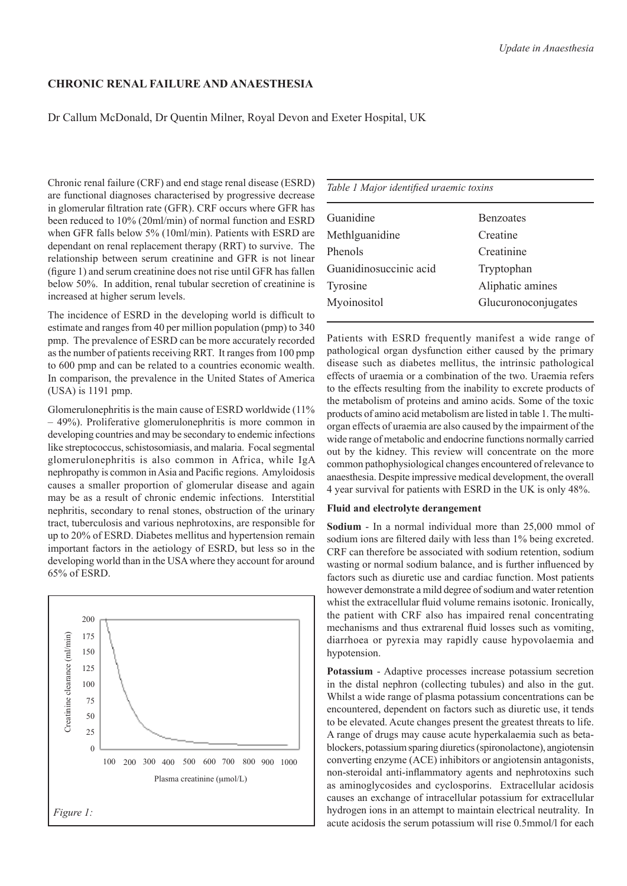## CHRONIC RENAL FAILURE AND ANAESTHESIA

Dr Callum McDonald, Dr Quentin Milner, Royal Devon and Exeter Hospital, UK

Chronic renal failure (CRF) and end stage renal disease (ESRD) are functional diagnoses characterised by progressive decrease in glomerular filtration rate (GFR). CRF occurs where GFR has been reduced to 10% (20ml/min) of normal function and ESRD when GFR falls below 5% (10ml/min). Patients with ESRD are dependant on renal replacement therapy (RRT) to survive. The relationship between serum creatinine and GFR is not linear (figure 1) and serum creatinine does not rise until GFR has fallen below 50%. In addition, renal tubular secretion of creatinine is increased at higher serum levels.

The incidence of ESRD in the developing world is difficult to estimate and ranges from 40 per million population (pmp) to 340 pmp. The prevalence of ESRD can be more accurately recorded as the number of patients receiving RRT. It ranges from 100 pmp to 600 pmp and can be related to a countries economic wealth. In comparison, the prevalence in the United States of America (USA) is 1191 pmp.

Glomerulonephritis is the main cause of ESRD worldwide (11% – 49%). Proliferative glomerulonephritis is more common in developing countries and may be secondary to endemic infections like streptococcus, schistosomiasis, and malaria. Focal segmental glomerulonephritis is also common in Africa, while IgA nephropathy is common in Asia and Pacific regions. Amyloidosis causes a smaller proportion of glomerular disease and again may be as a result of chronic endemic infections. Interstitial nephritis, secondary to renal stones, obstruction of the urinary tract, tuberculosis and various nephrotoxins, are responsible for up to 20% of ESRD. Diabetes mellitus and hypertension remain important factors in the aetiology of ESRD, but less so in the developing world than in the USA where they account for around 65% of ESRD.

*Figure 1:*

*Table 1 Major identified uraemic toxins*

| | |
|---|---|
| Guanidine | Benzoates |
| Methlguanidine | Creatine |
| Phenols | Creatinine |
| Guanidinosuccinic acid | Tryptophan |
| Tyrosine | Aliphatic amines |
| Myoinositol | Glucuronoconjugates |

Patients with ESRD frequently manifest a wide range of pathological organ dysfunction either caused by the primary disease such as diabetes mellitus, the intrinsic pathological effects of uraemia or a combination of the two. Uraemia refers to the effects resulting from the inability to excrete products of the metabolism of proteins and amino acids. Some of the toxic products of amino acid metabolism are listed in table 1. The multi-organ effects of uraemia are also caused by the impairment of the wide range of metabolic and endocrine functions normally carried out by the kidney. This review will concentrate on the more common pathophysiological changes encountered of relevance to anaesthesia. Despite impressive medical development, the overall 4 year survival for patients with ESRD in the UK is only 48%.

### Fluid and electrolyte derangement

**Sodium** - In a normal individual more than 25,000 mmol of sodium ions are filtered daily with less than 1% being excreted. CRF can therefore be associated with sodium retention, sodium wasting or normal sodium balance, and is further influenced by factors such as diuretic use and cardiac function. Most patients however demonstrate a mild degree of sodium and water retention whilst the extracellular fluid volume remains isotonic. Ironically, the patient with CRF also has impaired renal concentrating mechanisms and thus extrarenal fluid losses such as vomiting, diarrhoea or pyrexia may rapidly cause hypovolaemia and hypotension.

**Potassium** - Adaptive processes increase potassium secretion in the distal nephron (collecting tubules) and also in the gut. Whilst a wide range of plasma potassium concentrations can be encountered, dependent on factors such as diuretic use, it tends to be elevated. Acute changes present the greatest threats to life. A range of drugs may cause acute hyperkalaemia such as beta-blockers, potassium sparing diuretics (spironolactone), angiotensin converting enzyme (ACE) inhibitors or angiotensin antagonists, non-steroidal anti-inflammatory agents and nephrotoxins such as aminoglycosides and cyclosporins. Extracellular acidosis causes an exchange of intracellular potassium for extracellular hydrogen ions in an attempt to maintain electrical neutrality. In acute acidosis the serum potassium will rise 0.5mmol/l for each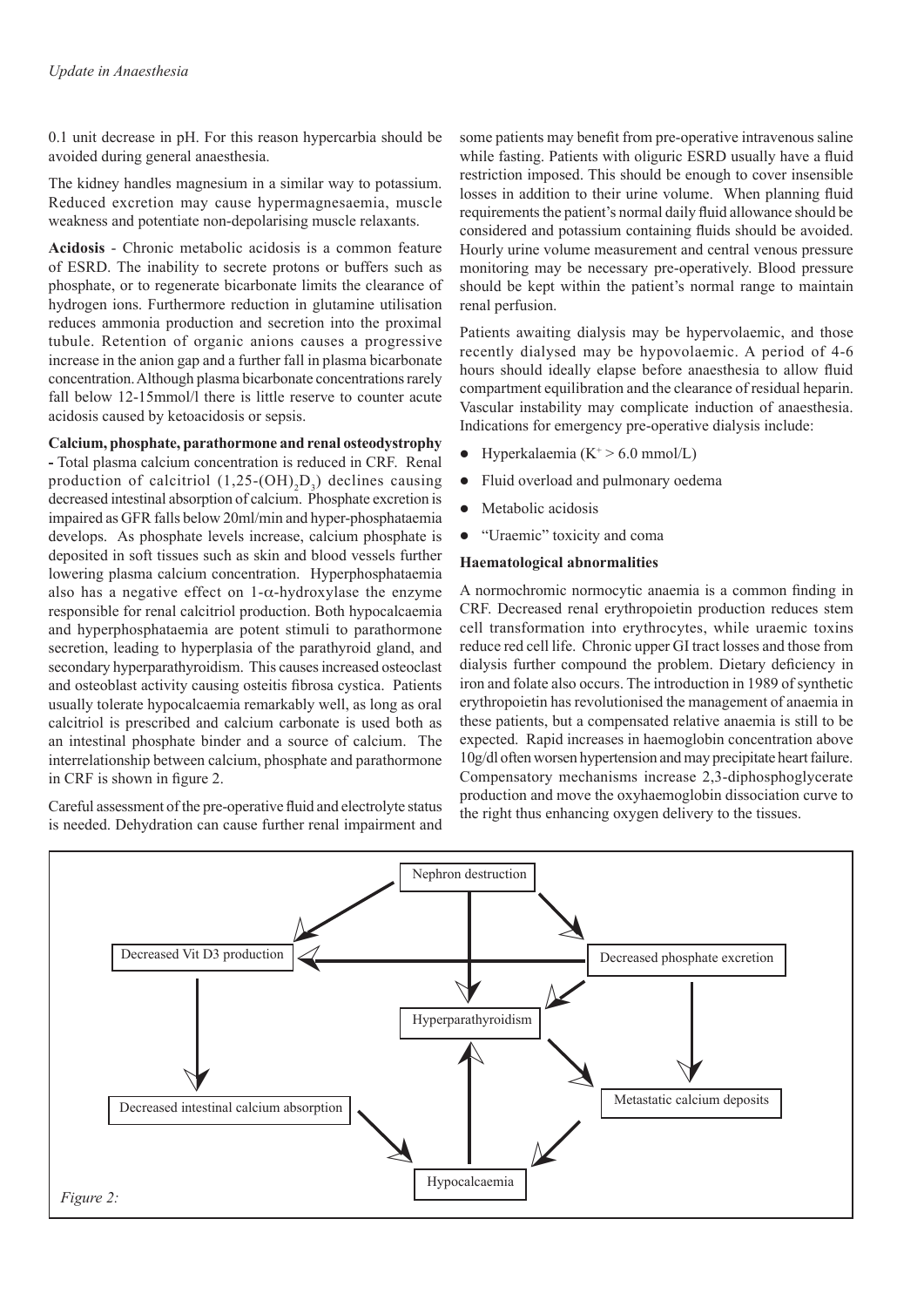0.1 unit decrease in pH. For this reason hypercarbia should be avoided during general anaesthesia.

The kidney handles magnesium in a similar way to potassium. Reduced excretion may cause hypermagnesaemia, muscle weakness and potentiate non-depolarising muscle relaxants.

**Acidosis** - Chronic metabolic acidosis is a common feature of ESRD. The inability to secrete protons or buffers such as phosphate, or to regenerate bicarbonate limits the clearance of hydrogen ions. Furthermore reduction in glutamine utilisation reduces ammonia production and secretion into the proximal tubule. Retention of organic anions causes a progressive increase in the anion gap and a further fall in plasma bicarbonate concentration. Although plasma bicarbonate concentrations rarely fall below 12-15mmol/l there is little reserve to counter acute acidosis caused by ketoacidosis or sepsis.

**Calcium, phosphate, parathormone and renal osteodystrophy** - Total plasma calcium concentration is reduced in CRF. Renal production of calcitriol (1,25-$(OH)_2D_3$) declines causing decreased intestinal absorption of calcium. Phosphate excretion is impaired as GFR falls below 20ml/min and hyper-phosphataemia develops. As phosphate levels increase, calcium phosphate is deposited in soft tissues such as skin and blood vessels further lowering plasma calcium concentration. Hyperphosphataemia also has a negative effect on 1-$\alpha$-hydroxylase the enzyme responsible for renal calcitriol production. Both hypocalcaemia and hyperphosphataemia are potent stimuli to parathormone secretion, leading to hyperplasia of the parathyroid gland, and secondary hyperparathyroidism. This causes increased osteoclast and osteoblast activity causing osteitis fibrosa cystica. Patients usually tolerate hypocalcaemia remarkably well, as long as oral calcitriol is prescribed and calcium carbonate is used both as an intestinal phosphate binder and a source of calcium. The interrelationship between calcium, phosphate and parathormone in CRF is shown in figure 2.

Careful assessment of the pre-operative fluid and electrolyte status is needed. Dehydration can cause further renal impairment and some patients may benefit from pre-operative intravenous saline while fasting. Patients with oliguric ESRD usually have a fluid restriction imposed. This should be enough to cover insensible losses in addition to their urine volume. When planning fluid requirements the patient's normal daily fluid allowance should be considered and potassium containing fluids should be avoided. Hourly urine volume measurement and central venous pressure monitoring may be necessary pre-operatively. Blood pressure should be kept within the patient's normal range to maintain renal perfusion.

Patients awaiting dialysis may be hypervolaemic, and those recently dialysed may be hypovolaemic. A period of 4-6 hours should ideally elapse before anaesthesia to allow fluid compartment equilibration and the clearance of residual heparin. Vascular instability may complicate induction of anaesthesia. Indications for emergency pre-operative dialysis include:

- Hyperkalaemia ($K^+ > 6.0$ mmol/L)
- Fluid overload and pulmonary oedema
- Metabolic acidosis
- "Uraemic" toxicity and coma

**Haematological abnormalities**

A normochromic normocytic anaemia is a common finding in CRF. Decreased renal erythropoietin production reduces stem cell transformation into erythrocytes, while uraemic toxins reduce red cell life. Chronic upper GI tract losses and those from dialysis further compound the problem. Dietary deficiency in iron and folate also occurs. The introduction in 1989 of synthetic erythropoietin has revolutionised the management of anaemia in these patients, but a compensated relative anaemia is still to be expected. Rapid increases in haemoglobin concentration above 10g/dl often worsen hypertension and may precipitate heart failure. Compensatory mechanisms increase 2,3-diphosphoglycerate production and move the oxyhaemoglobin dissociation curve to the right thus enhancing oxygen delivery to the tissues.

Nephron destruction → Decreased Vit D3 production; Nephron destruction → Hyperparathyroidism; Nephron destruction → Decreased phosphate excretion; Decreased phosphate excretion → Decreased Vit D3 production; Decreased phosphate excretion → Hyperparathyroidism; Decreased phosphate excretion → Metastatic calcium deposits; Decreased Vit D3 production → Decreased intestinal calcium absorption; Decreased intestinal calcium absorption → Hypocalcaemia; Hyperparathyroidism → Metastatic calcium deposits; Metastatic calcium deposits → Hypocalcaemia; Hypocalcaemia → Hyperparathyroidism

*Figure 2:*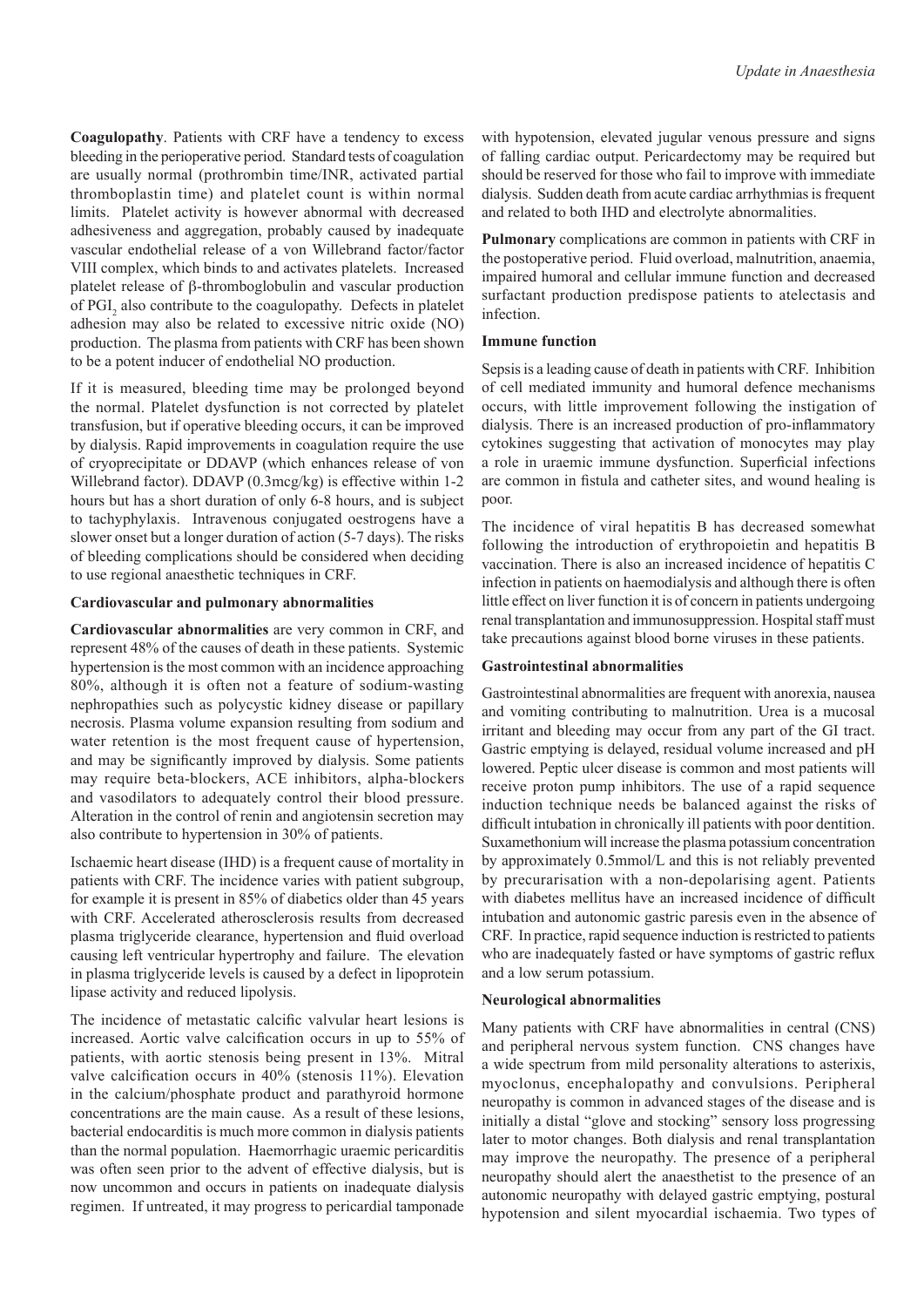**Coagulopathy**. Patients with CRF have a tendency to excess bleeding in the perioperative period. Standard tests of coagulation are usually normal (prothrombin time/INR, activated partial thromboplastin time) and platelet count is within normal limits. Platelet activity is however abnormal with decreased adhesiveness and aggregation, probably caused by inadequate vascular endothelial release of a von Willebrand factor/factor VIII complex, which binds to and activates platelets. Increased platelet release of β-thromboglobulin and vascular production of $PGI_2$ also contribute to the coagulopathy. Defects in platelet adhesion may also be related to excessive nitric oxide (NO) production. The plasma from patients with CRF has been shown to be a potent inducer of endothelial NO production.

If it is measured, bleeding time may be prolonged beyond the normal. Platelet dysfunction is not corrected by platelet transfusion, but if operative bleeding occurs, it can be improved by dialysis. Rapid improvements in coagulation require the use of cryoprecipitate or DDAVP (which enhances release of von Willebrand factor). DDAVP (0.3mcg/kg) is effective within 1-2 hours but has a short duration of only 6-8 hours, and is subject to tachyphylaxis. Intravenous conjugated oestrogens have a slower onset but a longer duration of action (5-7 days). The risks of bleeding complications should be considered when deciding to use regional anaesthetic techniques in CRF.

### Cardiovascular and pulmonary abnormalities

**Cardiovascular abnormalities** are very common in CRF, and represent 48% of the causes of death in these patients. Systemic hypertension is the most common with an incidence approaching 80%, although it is often not a feature of sodium-wasting nephropathies such as polycystic kidney disease or papillary necrosis. Plasma volume expansion resulting from sodium and water retention is the most frequent cause of hypertension, and may be significantly improved by dialysis. Some patients may require beta-blockers, ACE inhibitors, alpha-blockers and vasodilators to adequately control their blood pressure. Alteration in the control of renin and angiotensin secretion may also contribute to hypertension in 30% of patients.

Ischaemic heart disease (IHD) is a frequent cause of mortality in patients with CRF. The incidence varies with patient subgroup, for example it is present in 85% of diabetics older than 45 years with CRF. Accelerated atherosclerosis results from decreased plasma triglyceride clearance, hypertension and fluid overload causing left ventricular hypertrophy and failure. The elevation in plasma triglyceride levels is caused by a defect in lipoprotein lipase activity and reduced lipolysis.

The incidence of metastatic calcific valvular heart lesions is increased. Aortic valve calcification occurs in up to 55% of patients, with aortic stenosis being present in 13%. Mitral valve calcification occurs in 40% (stenosis 11%). Elevation in the calcium/phosphate product and parathyroid hormone concentrations are the main cause. As a result of these lesions, bacterial endocarditis is much more common in dialysis patients than the normal population. Haemorrhagic uraemic pericarditis was often seen prior to the advent of effective dialysis, but is now uncommon and occurs in patients on inadequate dialysis regimen. If untreated, it may progress to pericardial tamponade with hypotension, elevated jugular venous pressure and signs of falling cardiac output. Pericardectomy may be required but should be reserved for those who fail to improve with immediate dialysis. Sudden death from acute cardiac arrhythmias is frequent and related to both IHD and electrolyte abnormalities.

**Pulmonary** complications are common in patients with CRF in the postoperative period. Fluid overload, malnutrition, anaemia, impaired humoral and cellular immune function and decreased surfactant production predispose patients to atelectasis and infection.

### Immune function

Sepsis is a leading cause of death in patients with CRF. Inhibition of cell mediated immunity and humoral defence mechanisms occurs, with little improvement following the instigation of dialysis. There is an increased production of pro-inflammatory cytokines suggesting that activation of monocytes may play a role in uraemic immune dysfunction. Superficial infections are common in fistula and catheter sites, and wound healing is poor.

The incidence of viral hepatitis B has decreased somewhat following the introduction of erythropoietin and hepatitis B vaccination. There is also an increased incidence of hepatitis C infection in patients on haemodialysis and although there is often little effect on liver function it is of concern in patients undergoing renal transplantation and immunosuppression. Hospital staff must take precautions against blood borne viruses in these patients.

### Gastrointestinal abnormalities

Gastrointestinal abnormalities are frequent with anorexia, nausea and vomiting contributing to malnutrition. Urea is a mucosal irritant and bleeding may occur from any part of the GI tract. Gastric emptying is delayed, residual volume increased and pH lowered. Peptic ulcer disease is common and most patients will receive proton pump inhibitors. The use of a rapid sequence induction technique needs be balanced against the risks of difficult intubation in chronically ill patients with poor dentition. Suxamethonium will increase the plasma potassium concentration by approximately 0.5mmol/L and this is not reliably prevented by precurarisation with a non-depolarising agent. Patients with diabetes mellitus have an increased incidence of difficult intubation and autonomic gastric paresis even in the absence of CRF. In practice, rapid sequence induction is restricted to patients who are inadequately fasted or have symptoms of gastric reflux and a low serum potassium.

### Neurological abnormalities

Many patients with CRF have abnormalities in central (CNS) and peripheral nervous system function. CNS changes have a wide spectrum from mild personality alterations to asterixis, myoclonus, encephalopathy and convulsions. Peripheral neuropathy is common in advanced stages of the disease and is initially a distal "glove and stocking" sensory loss progressing later to motor changes. Both dialysis and renal transplantation may improve the neuropathy. The presence of a peripheral neuropathy should alert the anaesthetist to the presence of an autonomic neuropathy with delayed gastric emptying, postural hypotension and silent myocardial ischaemia. Two types of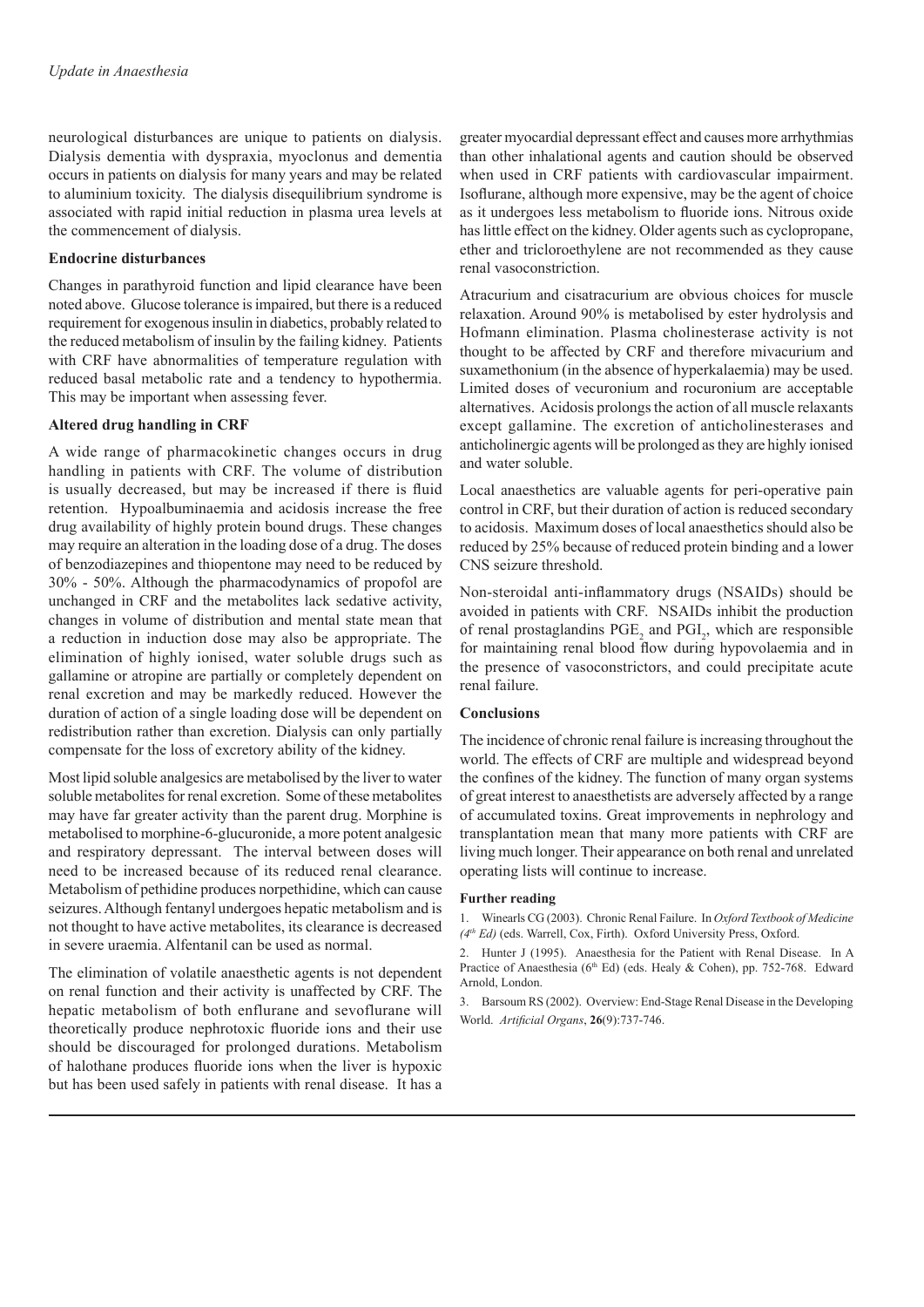neurological disturbances are unique to patients on dialysis. Dialysis dementia with dyspraxia, myoclonus and dementia occurs in patients on dialysis for many years and may be related to aluminium toxicity. The dialysis disequilibrium syndrome is associated with rapid initial reduction in plasma urea levels at the commencement of dialysis.

### Endocrine disturbances

Changes in parathyroid function and lipid clearance have been noted above. Glucose tolerance is impaired, but there is a reduced requirement for exogenous insulin in diabetics, probably related to the reduced metabolism of insulin by the failing kidney. Patients with CRF have abnormalities of temperature regulation with reduced basal metabolic rate and a tendency to hypothermia. This may be important when assessing fever.

### Altered drug handling in CRF

A wide range of pharmacokinetic changes occurs in drug handling in patients with CRF. The volume of distribution is usually decreased, but may be increased if there is fluid retention. Hypoalbuminaemia and acidosis increase the free drug availability of highly protein bound drugs. These changes may require an alteration in the loading dose of a drug. The doses of benzodiazepines and thiopentone may need to be reduced by 30% - 50%. Although the pharmacodynamics of propofol are unchanged in CRF and the metabolites lack sedative activity, changes in volume of distribution and mental state mean that a reduction in induction dose may also be appropriate. The elimination of highly ionised, water soluble drugs such as gallamine or atropine are partially or completely dependent on renal excretion and may be markedly reduced. However the duration of action of a single loading dose will be dependent on redistribution rather than excretion. Dialysis can only partially compensate for the loss of excretory ability of the kidney.

Most lipid soluble analgesics are metabolised by the liver to water soluble metabolites for renal excretion. Some of these metabolites may have far greater activity than the parent drug. Morphine is metabolised to morphine-6-glucuronide, a more potent analgesic and respiratory depressant. The interval between doses will need to be increased because of its reduced renal clearance. Metabolism of pethidine produces norpethidine, which can cause seizures. Although fentanyl undergoes hepatic metabolism and is not thought to have active metabolites, its clearance is decreased in severe uraemia. Alfentanil can be used as normal.

The elimination of volatile anaesthetic agents is not dependent on renal function and their activity is unaffected by CRF. The hepatic metabolism of both enflurane and sevoflurane will theoretically produce nephrotoxic fluoride ions and their use should be discouraged for prolonged durations. Metabolism of halothane produces fluoride ions when the liver is hypoxic but has been used safely in patients with renal disease. It has a greater myocardial depressant effect and causes more arrhythmias than other inhalational agents and caution should be observed when used in CRF patients with cardiovascular impairment. Isoflurane, although more expensive, may be the agent of choice as it undergoes less metabolism to fluoride ions. Nitrous oxide has little effect on the kidney. Older agents such as cyclopropane, ether and tricloroethylene are not recommended as they cause renal vasoconstriction.

Atracurium and cisatracurium are obvious choices for muscle relaxation. Around 90% is metabolised by ester hydrolysis and Hofmann elimination. Plasma cholinesterase activity is not thought to be affected by CRF and therefore mivacurium and suxamethonium (in the absence of hyperkalaemia) may be used. Limited doses of vecuronium and rocuronium are acceptable alternatives. Acidosis prolongs the action of all muscle relaxants except gallamine. The excretion of anticholinesterases and anticholinergic agents will be prolonged as they are highly ionised and water soluble.

Local anaesthetics are valuable agents for peri-operative pain control in CRF, but their duration of action is reduced secondary to acidosis. Maximum doses of local anaesthetics should also be reduced by 25% because of reduced protein binding and a lower CNS seizure threshold.

Non-steroidal anti-inflammatory drugs (NSAIDs) should be avoided in patients with CRF. NSAIDs inhibit the production of renal prostaglandins $PGE_2$ and $PGI_2$, which are responsible for maintaining renal blood flow during hypovolaemia and in the presence of vasoconstrictors, and could precipitate acute renal failure.

### Conclusions

The incidence of chronic renal failure is increasing throughout the world. The effects of CRF are multiple and widespread beyond the confines of the kidney. The function of many organ systems of great interest to anaesthetists are adversely affected by a range of accumulated toxins. Great improvements in nephrology and transplantation mean that many more patients with CRF are living much longer. Their appearance on both renal and unrelated operating lists will continue to increase.

#### Further reading

1. Winearls CG (2003). Chronic Renal Failure. In *Oxford Textbook of Medicine (4th Ed)* (eds. Warrell, Cox, Firth). Oxford University Press, Oxford.
2. Hunter J (1995). Anaesthesia for the Patient with Renal Disease. In A Practice of Anaesthesia (6th Ed) (eds. Healy & Cohen), pp. 752-768. Edward Arnold, London.
3. Barsoum RS (2002). Overview: End-Stage Renal Disease in the Developing World. *Artificial Organs*, **26**(9):737-746.